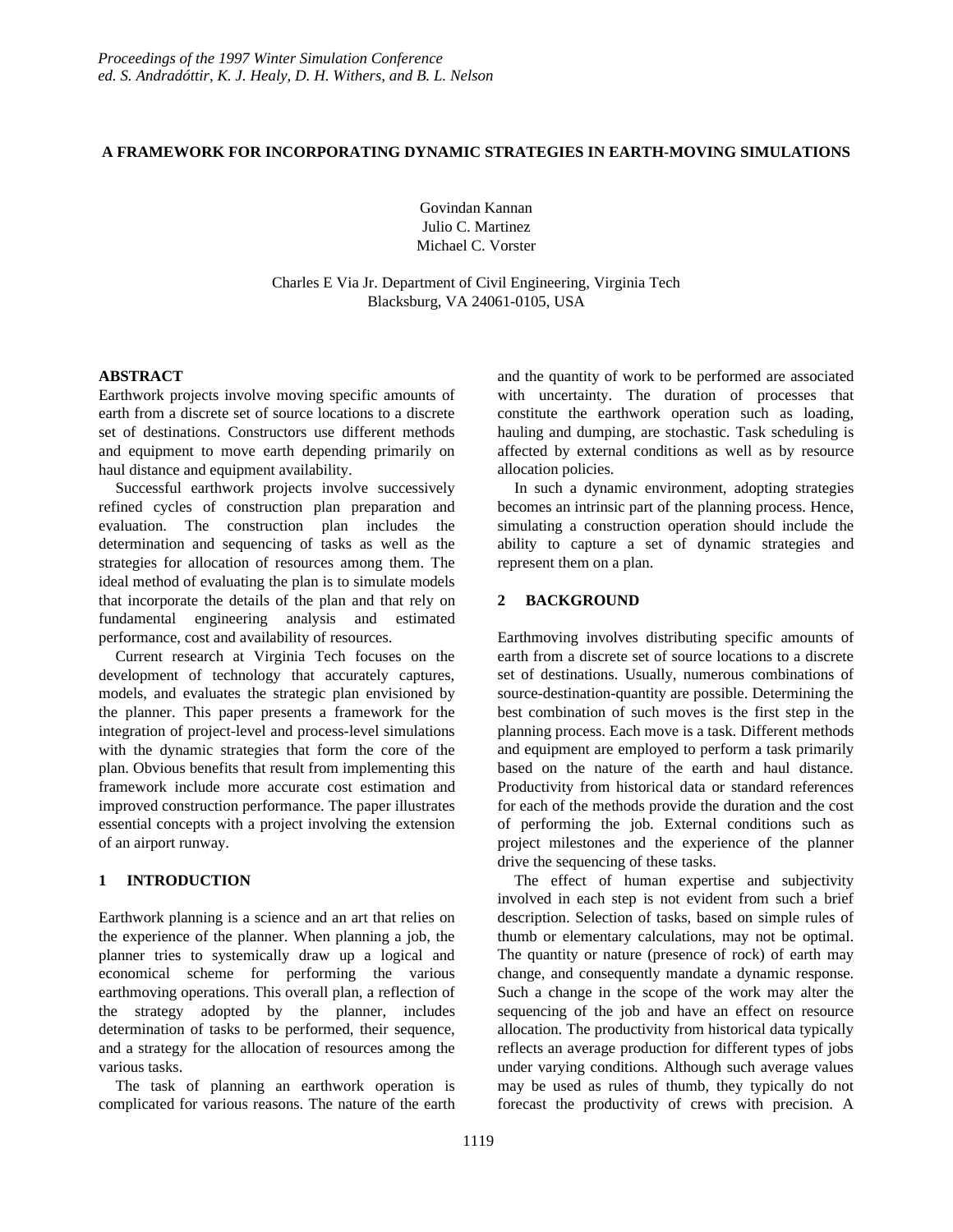*Proceedings of the 1997 Winter Simulation Conference*
*ed. S. Andradóttir, K. J. Healy, D. H. Withers, and B. L. Nelson*

# A FRAMEWORK FOR INCORPORATING DYNAMIC STRATEGIES IN EARTH-MOVING SIMULATIONS

Govindan Kannan
Julio C. Martinez
Michael C. Vorster

Charles E Via Jr. Department of Civil Engineering, Virginia Tech
Blacksburg, VA 24061-0105, USA

## ABSTRACT

Earthwork projects involve moving specific amounts of earth from a discrete set of source locations to a discrete set of destinations. Constructors use different methods and equipment to move earth depending primarily on haul distance and equipment availability.

Successful earthwork projects involve successively refined cycles of construction plan preparation and evaluation. The construction plan includes the determination and sequencing of tasks as well as the strategies for allocation of resources among them. The ideal method of evaluating the plan is to simulate models that incorporate the details of the plan and that rely on fundamental engineering analysis and estimated performance, cost and availability of resources.

Current research at Virginia Tech focuses on the development of technology that accurately captures, models, and evaluates the strategic plan envisioned by the planner. This paper presents a framework for the integration of project-level and process-level simulations with the dynamic strategies that form the core of the plan. Obvious benefits that result from implementing this framework include more accurate cost estimation and improved construction performance. The paper illustrates essential concepts with a project involving the extension of an airport runway.

## 1 INTRODUCTION

Earthwork planning is a science and an art that relies on the experience of the planner. When planning a job, the planner tries to systemically draw up a logical and economical scheme for performing the various earthmoving operations. This overall plan, a reflection of the strategy adopted by the planner, includes determination of tasks to be performed, their sequence, and a strategy for the allocation of resources among the various tasks.

The task of planning an earthwork operation is complicated for various reasons. The nature of the earth and the quantity of work to be performed are associated with uncertainty. The duration of processes that constitute the earthwork operation such as loading, hauling and dumping, are stochastic. Task scheduling is affected by external conditions as well as by resource allocation policies.

In such a dynamic environment, adopting strategies becomes an intrinsic part of the planning process. Hence, simulating a construction operation should include the ability to capture a set of dynamic strategies and represent them on a plan.

## 2 BACKGROUND

Earthmoving involves distributing specific amounts of earth from a discrete set of source locations to a discrete set of destinations. Usually, numerous combinations of source-destination-quantity are possible. Determining the best combination of such moves is the first step in the planning process. Each move is a task. Different methods and equipment are employed to perform a task primarily based on the nature of the earth and haul distance. Productivity from historical data or standard references for each of the methods provide the duration and the cost of performing the job. External conditions such as project milestones and the experience of the planner drive the sequencing of these tasks.

The effect of human expertise and subjectivity involved in each step is not evident from such a brief description. Selection of tasks, based on simple rules of thumb or elementary calculations, may not be optimal. The quantity or nature (presence of rock) of earth may change, and consequently mandate a dynamic response. Such a change in the scope of the work may alter the sequencing of the job and have an effect on resource allocation. The productivity from historical data typically reflects an average production for different types of jobs under varying conditions. Although such average values may be used as rules of thumb, they typically do not forecast the productivity of crews with precision. A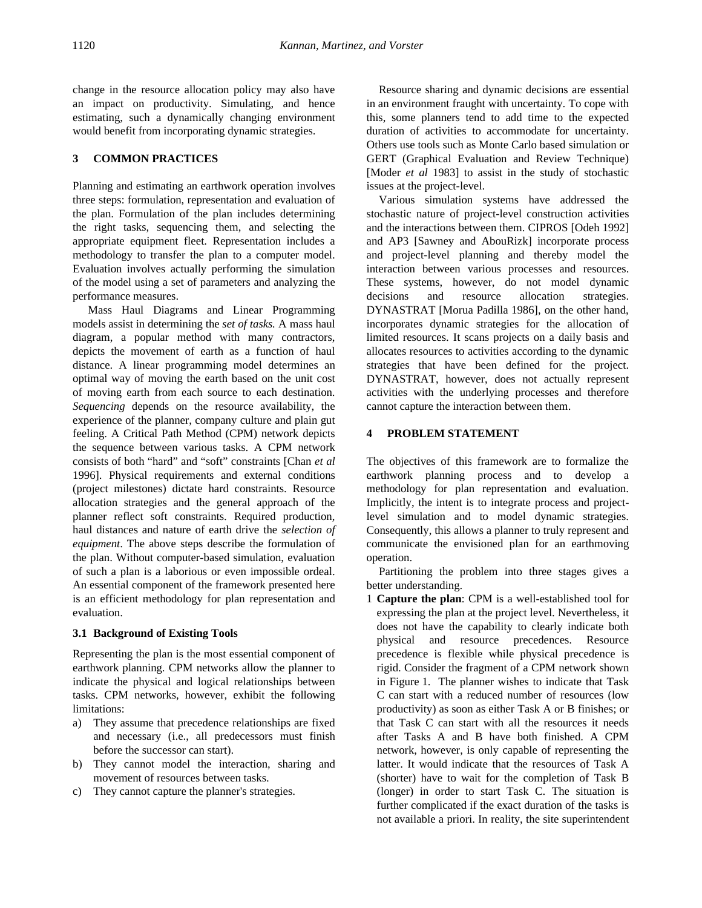change in the resource allocation policy may also have an impact on productivity. Simulating, and hence estimating, such a dynamically changing environment would benefit from incorporating dynamic strategies.

## 3 COMMON PRACTICES

Planning and estimating an earthwork operation involves three steps: formulation, representation and evaluation of the plan. Formulation of the plan includes determining the right tasks, sequencing them, and selecting the appropriate equipment fleet. Representation includes a methodology to transfer the plan to a computer model. Evaluation involves actually performing the simulation of the model using a set of parameters and analyzing the performance measures.

Mass Haul Diagrams and Linear Programming models assist in determining the *set of tasks.* A mass haul diagram, a popular method with many contractors, depicts the movement of earth as a function of haul distance. A linear programming model determines an optimal way of moving the earth based on the unit cost of moving earth from each source to each destination. *Sequencing* depends on the resource availability, the experience of the planner, company culture and plain gut feeling. A Critical Path Method (CPM) network depicts the sequence between various tasks. A CPM network consists of both "hard" and "soft" constraints [Chan *et al* 1996]. Physical requirements and external conditions (project milestones) dictate hard constraints. Resource allocation strategies and the general approach of the planner reflect soft constraints. Required production, haul distances and nature of earth drive the *selection of equipment*. The above steps describe the formulation of the plan. Without computer-based simulation, evaluation of such a plan is a laborious or even impossible ordeal. An essential component of the framework presented here is an efficient methodology for plan representation and evaluation.

### 3.1 Background of Existing Tools

Representing the plan is the most essential component of earthwork planning. CPM networks allow the planner to indicate the physical and logical relationships between tasks. CPM networks, however, exhibit the following limitations:

a) They assume that precedence relationships are fixed and necessary (i.e., all predecessors must finish before the successor can start).
b) They cannot model the interaction, sharing and movement of resources between tasks.
c) They cannot capture the planner's strategies.

Resource sharing and dynamic decisions are essential in an environment fraught with uncertainty. To cope with this, some planners tend to add time to the expected duration of activities to accommodate for uncertainty. Others use tools such as Monte Carlo based simulation or GERT (Graphical Evaluation and Review Technique) [Moder *et al* 1983] to assist in the study of stochastic issues at the project-level.

Various simulation systems have addressed the stochastic nature of project-level construction activities and the interactions between them. CIPROS [Odeh 1992] and AP3 [Sawney and AbouRizk] incorporate process and project-level planning and thereby model the interaction between various processes and resources. These systems, however, do not model dynamic decisions and resource allocation strategies. DYNASTRAT [Morua Padilla 1986], on the other hand, incorporates dynamic strategies for the allocation of limited resources. It scans projects on a daily basis and allocates resources to activities according to the dynamic strategies that have been defined for the project. DYNASTRAT, however, does not actually represent activities with the underlying processes and therefore cannot capture the interaction between them.

## 4 PROBLEM STATEMENT

The objectives of this framework are to formalize the earthwork planning process and to develop a methodology for plan representation and evaluation. Implicitly, the intent is to integrate process and project-level simulation and to model dynamic strategies. Consequently, this allows a planner to truly represent and communicate the envisioned plan for an earthmoving operation.

Partitioning the problem into three stages gives a better understanding.

1 **Capture the plan**: CPM is a well-established tool for expressing the plan at the project level. Nevertheless, it does not have the capability to clearly indicate both physical and resource precedences. Resource precedence is flexible while physical precedence is rigid. Consider the fragment of a CPM network shown in Figure 1. The planner wishes to indicate that Task C can start with a reduced number of resources (low productivity) as soon as either Task A or B finishes; or that Task C can start with all the resources it needs after Tasks A and B have both finished. A CPM network, however, is only capable of representing the latter. It would indicate that the resources of Task A (shorter) have to wait for the completion of Task B (longer) in order to start Task C. The situation is further complicated if the exact duration of the tasks is not available a priori. In reality, the site superintendent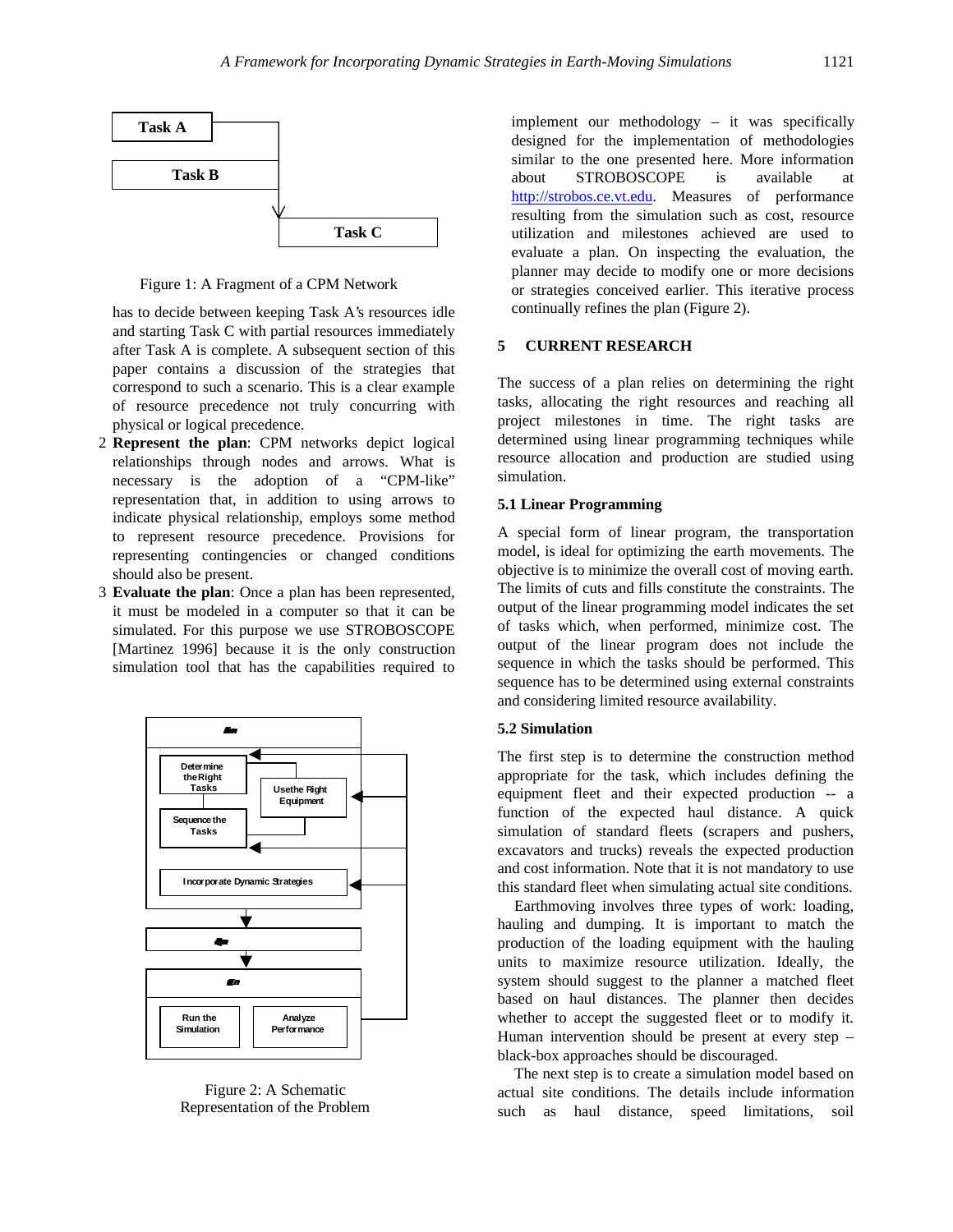Task A

Task B

Task C

Figure 1: A Fragment of a CPM Network

has to decide between keeping Task A's resources idle and starting Task C with partial resources immediately after Task A is complete. A subsequent section of this paper contains a discussion of the strategies that correspond to such a scenario. This is a clear example of resource precedence not truly concurring with physical or logical precedence.

2. **Represent the plan**: CPM networks depict logical relationships through nodes and arrows. What is necessary is the adoption of a "CPM-like" representation that, in addition to using arrows to indicate physical relationship, employs some method to represent resource precedence. Provisions for representing contingencies or changed conditions should also be present.
3. **Evaluate the plan**: Once a plan has been represented, it must be modeled in a computer so that it can be simulated. For this purpose we use STROBOSCOPE [Martinez 1996] because it is the only construction simulation tool that has the capabilities required to implement our methodology – it was specifically designed for the implementation of methodologies similar to the one presented here. More information about STROBOSCOPE is available at http://strobos.ce.vt.edu. Measures of performance resulting from the simulation such as cost, resource utilization and milestones achieved are used to evaluate a plan. On inspecting the evaluation, the planner may decide to modify one or more decisions or strategies conceived earlier. This iterative process continually refines the plan (Figure 2).

Determine the Right Tasks

Use the Right Equipment

Sequence the Tasks

Incorporate Dynamic Strategies

Run the Simulation

Analyze Performance

Figure 2: A Schematic Representation of the Problem

## 5 CURRENT RESEARCH

The success of a plan relies on determining the right tasks, allocating the right resources and reaching all project milestones in time. The right tasks are determined using linear programming techniques while resource allocation and production are studied using simulation.

### 5.1 Linear Programming

A special form of linear program, the transportation model, is ideal for optimizing the earth movements. The objective is to minimize the overall cost of moving earth. The limits of cuts and fills constitute the constraints. The output of the linear programming model indicates the set of tasks which, when performed, minimize cost. The output of the linear program does not include the sequence in which the tasks should be performed. This sequence has to be determined using external constraints and considering limited resource availability.

### 5.2 Simulation

The first step is to determine the construction method appropriate for the task, which includes defining the equipment fleet and their expected production -- a function of the expected haul distance. A quick simulation of standard fleets (scrapers and pushers, excavators and trucks) reveals the expected production and cost information. Note that it is not mandatory to use this standard fleet when simulating actual site conditions.

Earthmoving involves three types of work: loading, hauling and dumping. It is important to match the production of the loading equipment with the hauling units to maximize resource utilization. Ideally, the system should suggest to the planner a matched fleet based on haul distances. The planner then decides whether to accept the suggested fleet or to modify it. Human intervention should be present at every step – black-box approaches should be discouraged.

The next step is to create a simulation model based on actual site conditions. The details include information such as haul distance, speed limitations, soil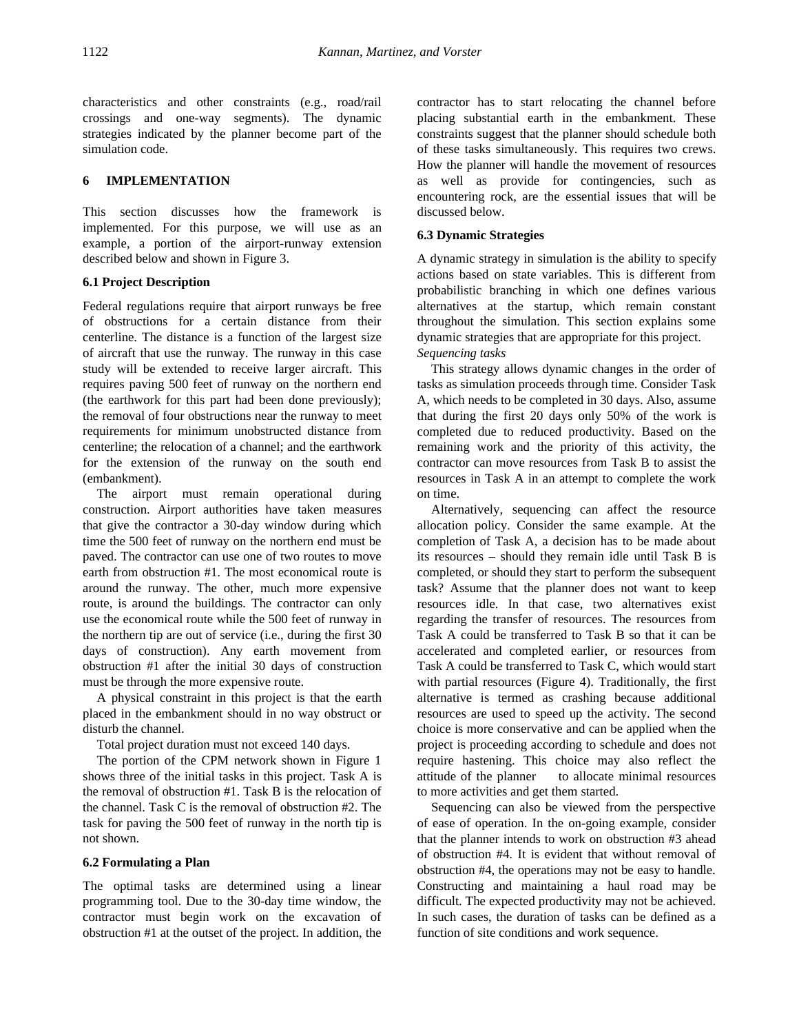characteristics and other constraints (e.g., road/rail crossings and one-way segments). The dynamic strategies indicated by the planner become part of the simulation code.

## 6 IMPLEMENTATION

This section discusses how the framework is implemented. For this purpose, we will use as an example, a portion of the airport-runway extension described below and shown in Figure 3.

### 6.1 Project Description

Federal regulations require that airport runways be free of obstructions for a certain distance from their centerline. The distance is a function of the largest size of aircraft that use the runway. The runway in this case study will be extended to receive larger aircraft. This requires paving 500 feet of runway on the northern end (the earthwork for this part had been done previously); the removal of four obstructions near the runway to meet requirements for minimum unobstructed distance from centerline; the relocation of a channel; and the earthwork for the extension of the runway on the south end (embankment).

The airport must remain operational during construction. Airport authorities have taken measures that give the contractor a 30-day window during which time the 500 feet of runway on the northern end must be paved. The contractor can use one of two routes to move earth from obstruction #1. The most economical route is around the runway. The other, much more expensive route, is around the buildings. The contractor can only use the economical route while the 500 feet of runway in the northern tip are out of service (i.e., during the first 30 days of construction). Any earth movement from obstruction #1 after the initial 30 days of construction must be through the more expensive route.

A physical constraint in this project is that the earth placed in the embankment should in no way obstruct or disturb the channel.

Total project duration must not exceed 140 days.

The portion of the CPM network shown in Figure 1 shows three of the initial tasks in this project. Task A is the removal of obstruction #1. Task B is the relocation of the channel. Task C is the removal of obstruction #2. The task for paving the 500 feet of runway in the north tip is not shown.

### 6.2 Formulating a Plan

The optimal tasks are determined using a linear programming tool. Due to the 30-day time window, the contractor must begin work on the excavation of obstruction #1 at the outset of the project. In addition, the contractor has to start relocating the channel before placing substantial earth in the embankment. These constraints suggest that the planner should schedule both of these tasks simultaneously. This requires two crews. How the planner will handle the movement of resources as well as provide for contingencies, such as encountering rock, are the essential issues that will be discussed below.

### 6.3 Dynamic Strategies

A dynamic strategy in simulation is the ability to specify actions based on state variables. This is different from probabilistic branching in which one defines various alternatives at the startup, which remain constant throughout the simulation. This section explains some dynamic strategies that are appropriate for this project.

*Sequencing tasks*

This strategy allows dynamic changes in the order of tasks as simulation proceeds through time. Consider Task A, which needs to be completed in 30 days. Also, assume that during the first 20 days only 50% of the work is completed due to reduced productivity. Based on the remaining work and the priority of this activity, the contractor can move resources from Task B to assist the resources in Task A in an attempt to complete the work on time.

Alternatively, sequencing can affect the resource allocation policy. Consider the same example. At the completion of Task A, a decision has to be made about its resources – should they remain idle until Task B is completed, or should they start to perform the subsequent task? Assume that the planner does not want to keep resources idle. In that case, two alternatives exist regarding the transfer of resources. The resources from Task A could be transferred to Task B so that it can be accelerated and completed earlier, or resources from Task A could be transferred to Task C, which would start with partial resources (Figure 4). Traditionally, the first alternative is termed as crashing because additional resources are used to speed up the activity. The second choice is more conservative and can be applied when the project is proceeding according to schedule and does not require hastening. This choice may also reflect the attitude of the planner to allocate minimal resources to more activities and get them started.

Sequencing can also be viewed from the perspective of ease of operation. In the on-going example, consider that the planner intends to work on obstruction #3 ahead of obstruction #4. It is evident that without removal of obstruction #4, the operations may not be easy to handle. Constructing and maintaining a haul road may be difficult. The expected productivity may not be achieved. In such cases, the duration of tasks can be defined as a function of site conditions and work sequence.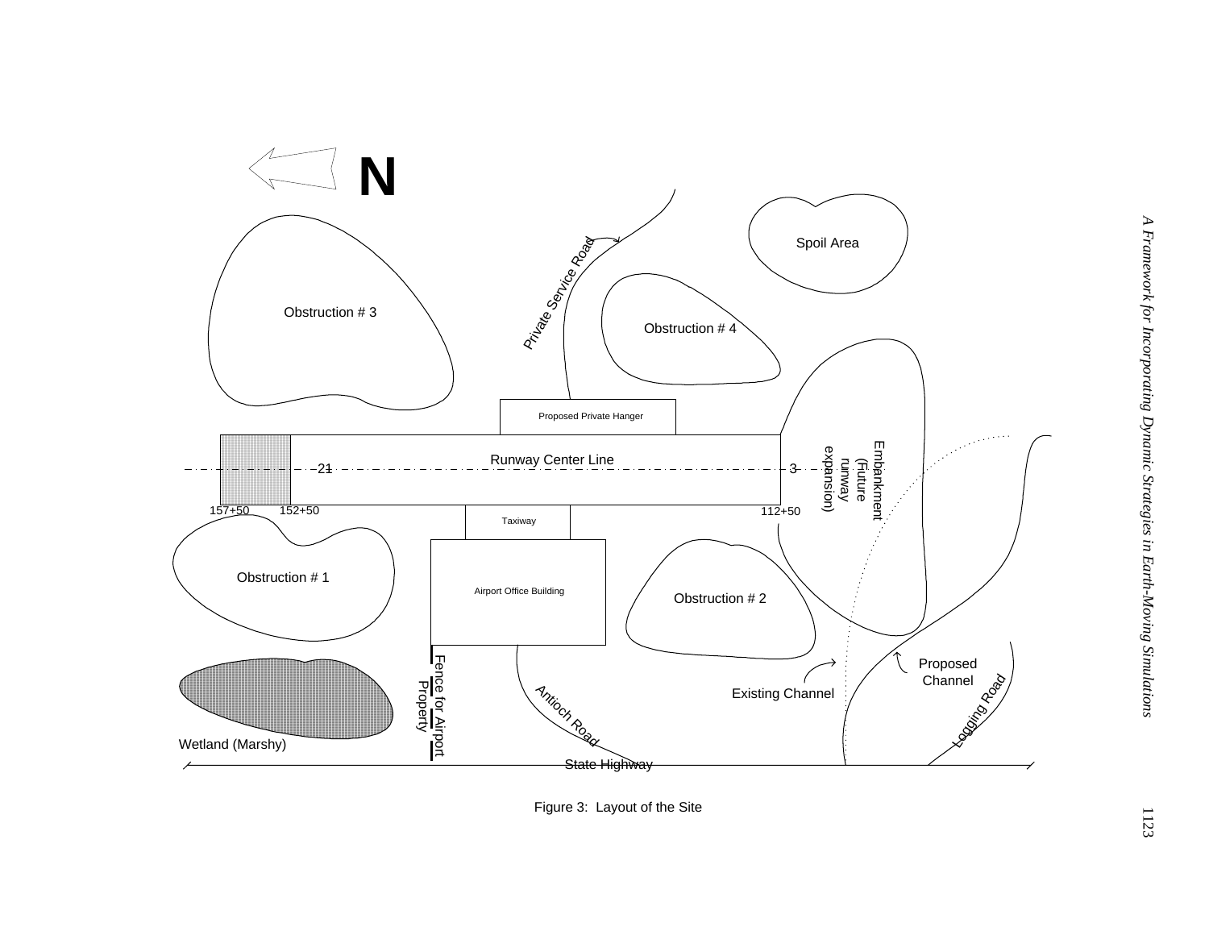N

Spoil Area

Private Service Road

Obstruction # 3

Obstruction # 4

Proposed Private Hanger

Embankment (Future runway expansion)

21 Runway Center Line 3

157+50 152+50 112+50

Taxiway

Obstruction # 1

Airport Office Building

Obstruction # 2

Proposed Channel

Existing Channel

Fence for Airport Property

Antioch Road

Logging Road

Wetland (Marshy)

State Highway

Figure 3: Layout of the Site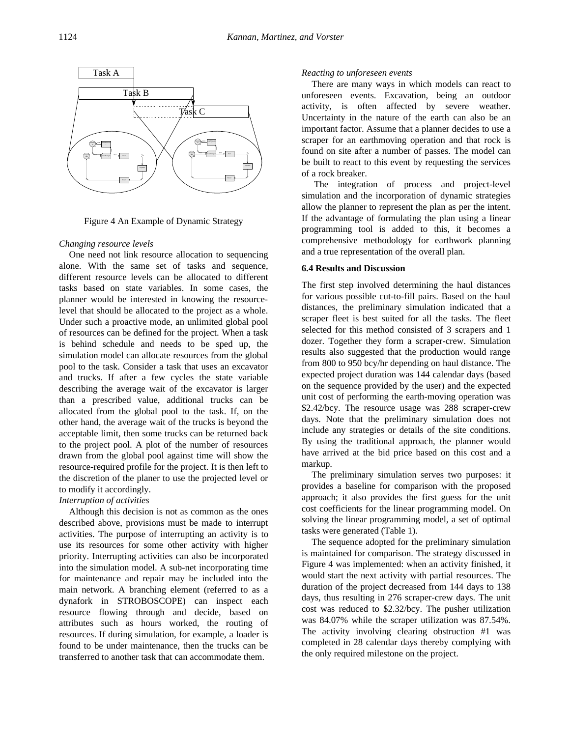Figure 4 An Example of Dynamic Strategy

*Changing resource levels*

One need not link resource allocation to sequencing alone. With the same set of tasks and sequence, different resource levels can be allocated to different tasks based on state variables. In some cases, the planner would be interested in knowing the resource-level that should be allocated to the project as a whole. Under such a proactive mode, an unlimited global pool of resources can be defined for the project. When a task is behind schedule and needs to be sped up, the simulation model can allocate resources from the global pool to the task. Consider a task that uses an excavator and trucks. If after a few cycles the state variable describing the average wait of the excavator is larger than a prescribed value, additional trucks can be allocated from the global pool to the task. If, on the other hand, the average wait of the trucks is beyond the acceptable limit, then some trucks can be returned back to the project pool. A plot of the number of resources drawn from the global pool against time will show the resource-required profile for the project. It is then left to the discretion of the planer to use the projected level or to modify it accordingly.

*Interruption of activities*

Although this decision is not as common as the ones described above, provisions must be made to interrupt activities. The purpose of interrupting an activity is to use its resources for some other activity with higher priority. Interrupting activities can also be incorporated into the simulation model. A sub-net incorporating time for maintenance and repair may be included into the main network. A branching element (referred to as a dynafork in STROBOSCOPE) can inspect each resource flowing through and decide, based on attributes such as hours worked, the routing of resources. If during simulation, for example, a loader is found to be under maintenance, then the trucks can be transferred to another task that can accommodate them.

*Reacting to unforeseen events*

There are many ways in which models can react to unforeseen events. Excavation, being an outdoor activity, is often affected by severe weather. Uncertainty in the nature of the earth can also be an important factor. Assume that a planner decides to use a scraper for an earthmoving operation and that rock is found on site after a number of passes. The model can be built to react to this event by requesting the services of a rock breaker.

The integration of process and project-level simulation and the incorporation of dynamic strategies allow the planner to represent the plan as per the intent. If the advantage of formulating the plan using a linear programming tool is added to this, it becomes a comprehensive methodology for earthwork planning and a true representation of the overall plan.

### 6.4 Results and Discussion

The first step involved determining the haul distances for various possible cut-to-fill pairs. Based on the haul distances, the preliminary simulation indicated that a scraper fleet is best suited for all the tasks. The fleet selected for this method consisted of 3 scrapers and 1 dozer. Together they form a scraper-crew. Simulation results also suggested that the production would range from 800 to 950 bcy/hr depending on haul distance. The expected project duration was 144 calendar days (based on the sequence provided by the user) and the expected unit cost of performing the earth-moving operation was \$2.42/bcy. The resource usage was 288 scraper-crew days. Note that the preliminary simulation does not include any strategies or details of the site conditions. By using the traditional approach, the planner would have arrived at the bid price based on this cost and a markup.

The preliminary simulation serves two purposes: it provides a baseline for comparison with the proposed approach; it also provides the first guess for the unit cost coefficients for the linear programming model. On solving the linear programming model, a set of optimal tasks were generated (Table 1).

The sequence adopted for the preliminary simulation is maintained for comparison. The strategy discussed in Figure 4 was implemented: when an activity finished, it would start the next activity with partial resources. The duration of the project decreased from 144 days to 138 days, thus resulting in 276 scraper-crew days. The unit cost was reduced to \$2.32/bcy. The pusher utilization was 84.07% while the scraper utilization was 87.54%. The activity involving clearing obstruction #1 was completed in 28 calendar days thereby complying with the only required milestone on the project.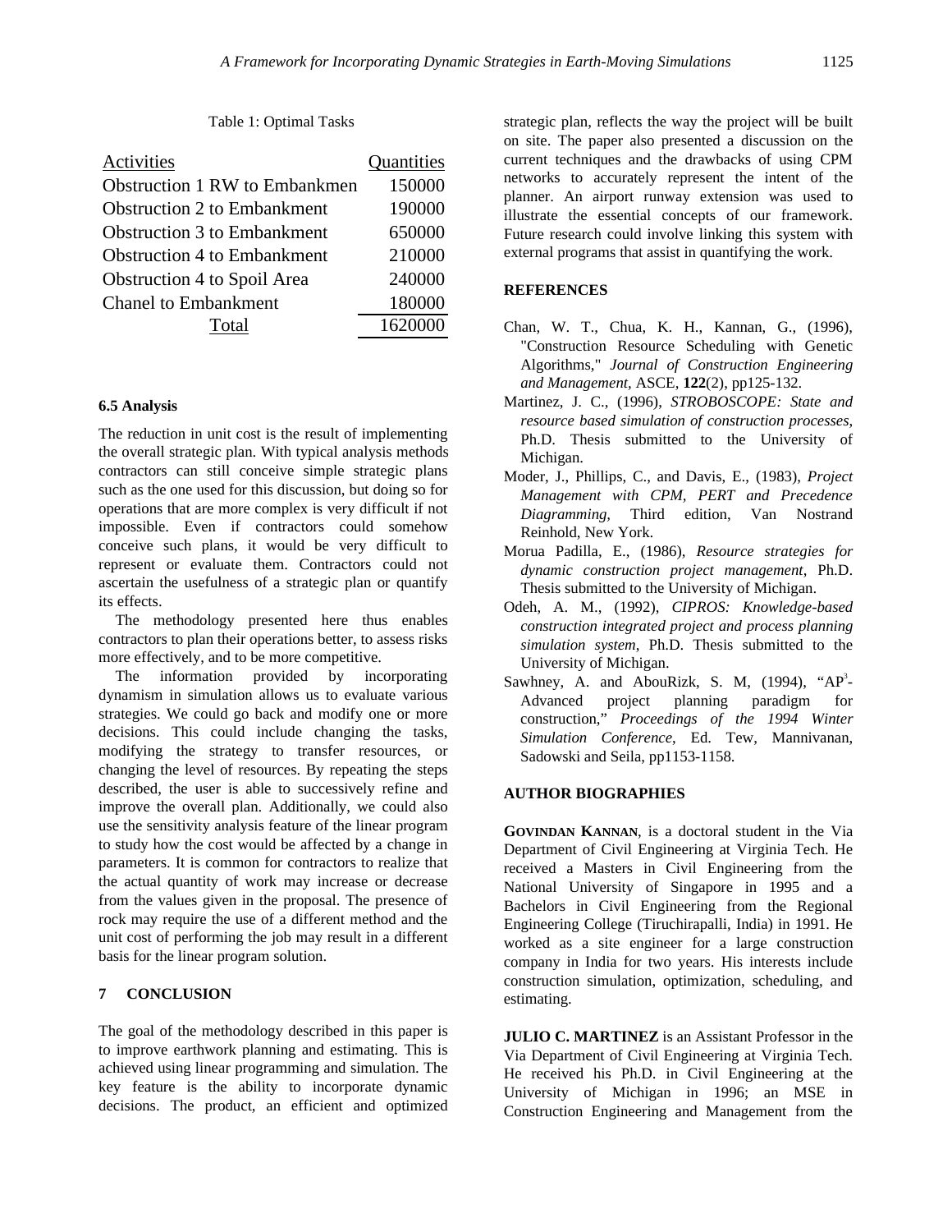Table 1: Optimal Tasks

| Activities | Quantities |
|---|---|
| Obstruction 1 RW to Embankmen | 150000 |
| Obstruction 2 to Embankment | 190000 |
| Obstruction 3 to Embankment | 650000 |
| Obstruction 4 to Embankment | 210000 |
| Obstruction 4 to Spoil Area | 240000 |
| Chanel to Embankment | 180000 |
| Total | 1620000 |

### 6.5 Analysis

The reduction in unit cost is the result of implementing the overall strategic plan. With typical analysis methods contractors can still conceive simple strategic plans such as the one used for this discussion, but doing so for operations that are more complex is very difficult if not impossible. Even if contractors could somehow conceive such plans, it would be very difficult to represent or evaluate them. Contractors could not ascertain the usefulness of a strategic plan or quantify its effects.

The methodology presented here thus enables contractors to plan their operations better, to assess risks more effectively, and to be more competitive.

The information provided by incorporating dynamism in simulation allows us to evaluate various strategies. We could go back and modify one or more decisions. This could include changing the tasks, modifying the strategy to transfer resources, or changing the level of resources. By repeating the steps described, the user is able to successively refine and improve the overall plan. Additionally, we could also use the sensitivity analysis feature of the linear program to study how the cost would be affected by a change in parameters. It is common for contractors to realize that the actual quantity of work may increase or decrease from the values given in the proposal. The presence of rock may require the use of a different method and the unit cost of performing the job may result in a different basis for the linear program solution.

## 7 CONCLUSION

The goal of the methodology described in this paper is to improve earthwork planning and estimating. This is achieved using linear programming and simulation. The key feature is the ability to incorporate dynamic decisions. The product, an efficient and optimized strategic plan, reflects the way the project will be built on site. The paper also presented a discussion on the current techniques and the drawbacks of using CPM networks to accurately represent the intent of the planner. An airport runway extension was used to illustrate the essential concepts of our framework. Future research could involve linking this system with external programs that assist in quantifying the work.

## REFERENCES

Chan, W. T., Chua, K. H., Kannan, G., (1996), "Construction Resource Scheduling with Genetic Algorithms," *Journal of Construction Engineering and Management*, ASCE, **122**(2), pp125-132.

Martinez, J. C., (1996), *STROBOSCOPE: State and resource based simulation of construction processes*, Ph.D. Thesis submitted to the University of Michigan.

Moder, J., Phillips, C., and Davis, E., (1983), *Project Management with CPM, PERT and Precedence Diagramming*, Third edition, Van Nostrand Reinhold, New York.

Morua Padilla, E., (1986), *Resource strategies for dynamic construction project management*, Ph.D. Thesis submitted to the University of Michigan.

Odeh, A. M., (1992), *CIPROS: Knowledge-based construction integrated project and process planning simulation system*, Ph.D. Thesis submitted to the University of Michigan.

Sawhney, A. and AbouRizk, S. M, (1994), "$AP^3$-Advanced project planning paradigm for construction," *Proceedings of the 1994 Winter Simulation Conference*, Ed. Tew, Mannivanan, Sadowski and Seila, pp1153-1158.

## AUTHOR BIOGRAPHIES

**GOVINDAN KANNAN**, is a doctoral student in the Via Department of Civil Engineering at Virginia Tech. He received a Masters in Civil Engineering from the National University of Singapore in 1995 and a Bachelors in Civil Engineering from the Regional Engineering College (Tiruchirapalli, India) in 1991. He worked as a site engineer for a large construction company in India for two years. His interests include construction simulation, optimization, scheduling, and estimating.

**JULIO C. MARTINEZ** is an Assistant Professor in the Via Department of Civil Engineering at Virginia Tech. He received his Ph.D. in Civil Engineering at the University of Michigan in 1996; an MSE in Construction Engineering and Management from the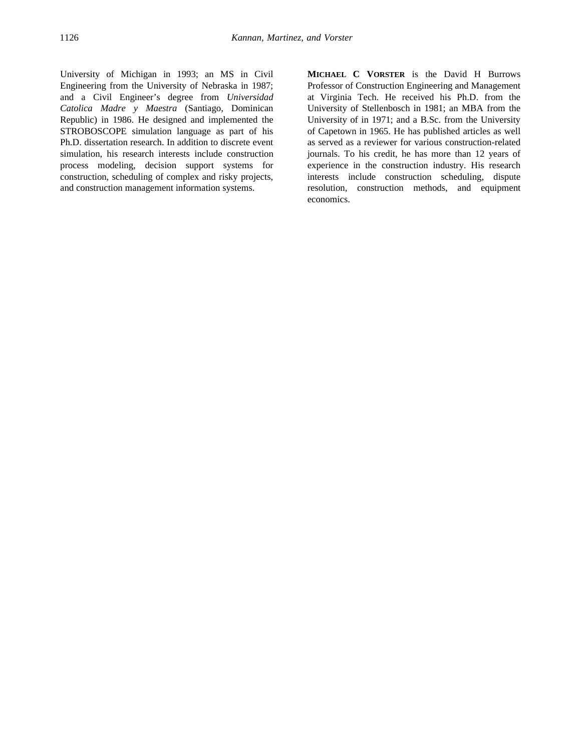University of Michigan in 1993; an MS in Civil Engineering from the University of Nebraska in 1987; and a Civil Engineer's degree from *Universidad Catolica Madre y Maestra* (Santiago, Dominican Republic) in 1986. He designed and implemented the STROBOSCOPE simulation language as part of his Ph.D. dissertation research. In addition to discrete event simulation, his research interests include construction process modeling, decision support systems for construction, scheduling of complex and risky projects, and construction management information systems.

**MICHAEL C VORSTER** is the David H Burrows Professor of Construction Engineering and Management at Virginia Tech. He received his Ph.D. from the University of Stellenbosch in 1981; an MBA from the University of in 1971; and a B.Sc. from the University of Capetown in 1965. He has published articles as well as served as a reviewer for various construction-related journals. To his credit, he has more than 12 years of experience in the construction industry. His research interests include construction scheduling, dispute resolution, construction methods, and equipment economics.